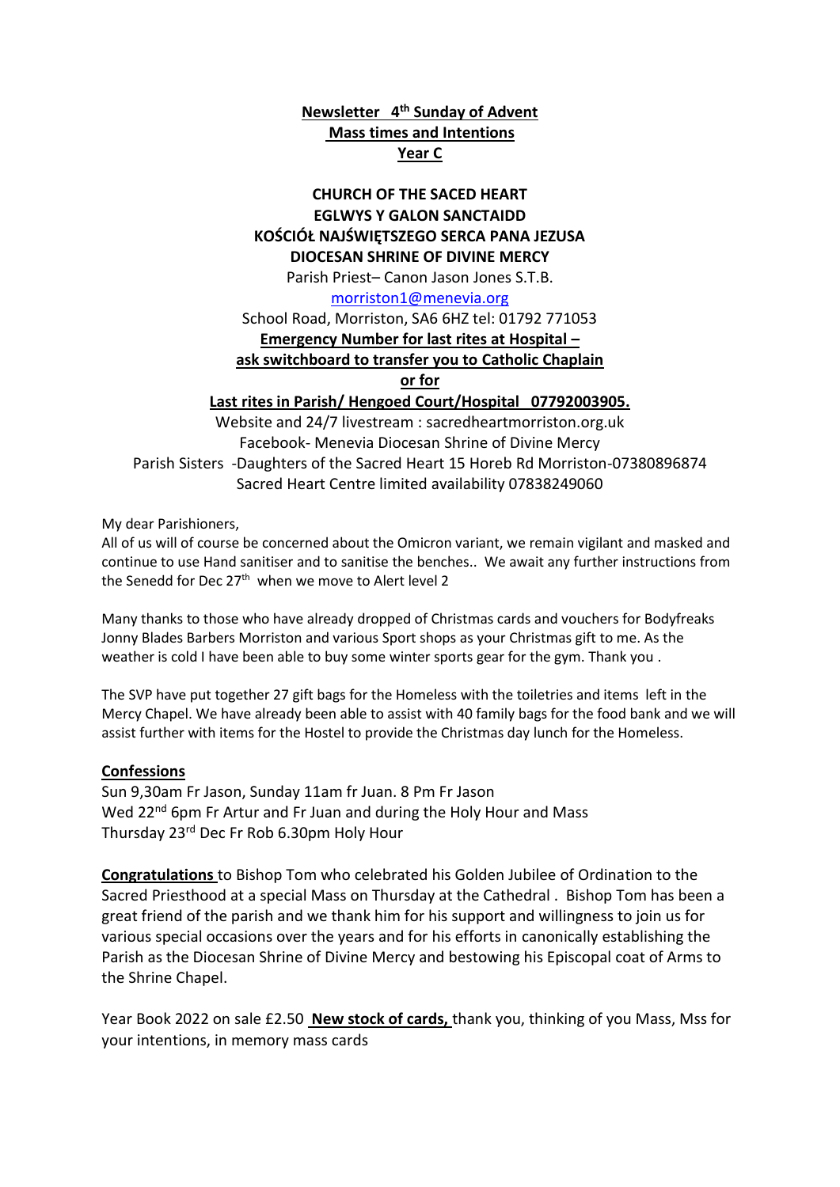**Newsletter 4th Sunday of Advent**
**Mass times and Intentions**
**Year C**

**CHURCH OF THE SACED HEART**
**EGLWYS Y GALON SANCTAIDD**
**KOŚCIÓŁ NAJŚWIĘTSZEGO SERCA PANA JEZUSA**
**DIOCESAN SHRINE OF DIVINE MERCY**

Parish Priest– Canon Jason Jones S.T.B.

morriston1@menevia.org

School Road, Morriston, SA6 6HZ tel: 01792 771053

**Emergency Number for last rites at Hospital –**
**ask switchboard to transfer you to Catholic Chaplain**
**or for**
**Last rites in Parish/ Hengoed Court/Hospital 07792003905.**

Website and 24/7 livestream : sacredheartmorriston.org.uk

Facebook- Menevia Diocesan Shrine of Divine Mercy

Parish Sisters -Daughters of the Sacred Heart 15 Horeb Rd Morriston-07380896874

Sacred Heart Centre limited availability 07838249060

My dear Parishioners,

All of us will of course be concerned about the Omicron variant, we remain vigilant and masked and continue to use Hand sanitiser and to sanitise the benches.. We await any further instructions from the Senedd for Dec 27th when we move to Alert level 2

Many thanks to those who have already dropped of Christmas cards and vouchers for Bodyfreaks Jonny Blades Barbers Morriston and various Sport shops as your Christmas gift to me. As the weather is cold I have been able to buy some winter sports gear for the gym. Thank you .

The SVP have put together 27 gift bags for the Homeless with the toiletries and items left in the Mercy Chapel. We have already been able to assist with 40 family bags for the food bank and we will assist further with items for the Hostel to provide the Christmas day lunch for the Homeless.

**Confessions**

Sun 9,30am Fr Jason, Sunday 11am fr Juan. 8 Pm Fr Jason
Wed 22nd 6pm Fr Artur and Fr Juan and during the Holy Hour and Mass
Thursday 23rd Dec Fr Rob 6.30pm Holy Hour

**Congratulations** to Bishop Tom who celebrated his Golden Jubilee of Ordination to the Sacred Priesthood at a special Mass on Thursday at the Cathedral . Bishop Tom has been a great friend of the parish and we thank him for his support and willingness to join us for various special occasions over the years and for his efforts in canonically establishing the Parish as the Diocesan Shrine of Divine Mercy and bestowing his Episcopal coat of Arms to the Shrine Chapel.

Year Book 2022 on sale £2.50 **New stock of cards,** thank you, thinking of you Mass, Mss for your intentions, in memory mass cards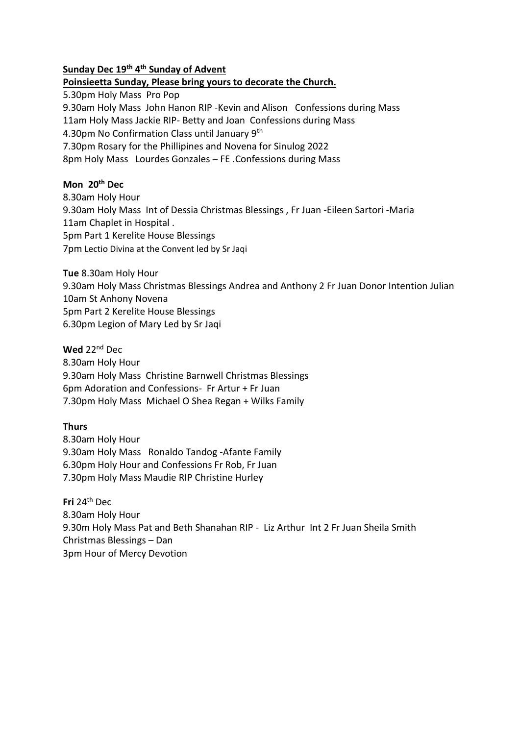**Sunday Dec 19th 4th Sunday of Advent**

**Poinsieetta Sunday, Please bring yours to decorate the Church.**

5.30pm Holy Mass Pro Pop
9.30am Holy Mass John Hanon RIP -Kevin and Alison Confessions during Mass
11am Holy Mass Jackie RIP- Betty and Joan Confessions during Mass
4.30pm No Confirmation Class until January 9th
7.30pm Rosary for the Phillipines and Novena for Sinulog 2022
8pm Holy Mass Lourdes Gonzales – FE .Confessions during Mass

**Mon 20th Dec**

8.30am Holy Hour
9.30am Holy Mass Int of Dessia Christmas Blessings , Fr Juan -Eileen Sartori -Maria
11am Chaplet in Hospital .
5pm Part 1 Kerelite House Blessings
7pm Lectio Divina at the Convent led by Sr Jaqi

**Tue** 8.30am Holy Hour
9.30am Holy Mass Christmas Blessings Andrea and Anthony 2 Fr Juan Donor Intention Julian
10am St Anhony Novena
5pm Part 2 Kerelite House Blessings
6.30pm Legion of Mary Led by Sr Jaqi

**Wed** 22nd Dec
8.30am Holy Hour
9.30am Holy Mass Christine Barnwell Christmas Blessings
6pm Adoration and Confessions- Fr Artur + Fr Juan
7.30pm Holy Mass Michael O Shea Regan + Wilks Family

**Thurs**

8.30am Holy Hour
9.30am Holy Mass Ronaldo Tandog -Afante Family
6.30pm Holy Hour and Confessions Fr Rob, Fr Juan
7.30pm Holy Mass Maudie RIP Christine Hurley

**Fri** 24th Dec
8.30am Holy Hour
9.30m Holy Mass Pat and Beth Shanahan RIP - Liz Arthur Int 2 Fr Juan Sheila Smith
Christmas Blessings – Dan
3pm Hour of Mercy Devotion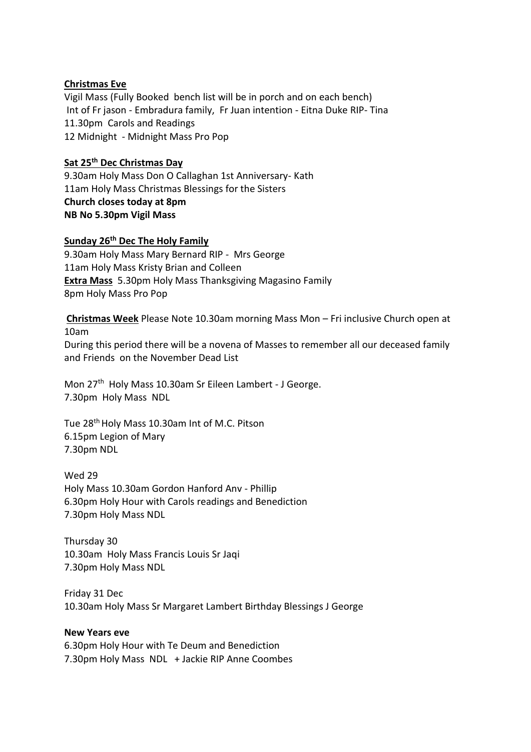**Christmas Eve**

Vigil Mass (Fully Booked bench list will be in porch and on each bench)
Int of Fr jason - Embradura family, Fr Juan intention - Eitna Duke RIP- Tina
11.30pm Carols and Readings
12 Midnight - Midnight Mass Pro Pop

**Sat 25th Dec Christmas Day**

9.30am Holy Mass Don O Callaghan 1st Anniversary- Kath
11am Holy Mass Christmas Blessings for the Sisters
**Church closes today at 8pm**
**NB No 5.30pm Vigil Mass**

**Sunday 26th Dec The Holy Family**

9.30am Holy Mass Mary Bernard RIP - Mrs George
11am Holy Mass Kristy Brian and Colleen
**Extra Mass** 5.30pm Holy Mass Thanksgiving Magasino Family
8pm Holy Mass Pro Pop

**Christmas Week** Please Note 10.30am morning Mass Mon – Fri inclusive Church open at 10am
During this period there will be a novena of Masses to remember all our deceased family and Friends on the November Dead List

Mon 27th Holy Mass 10.30am Sr Eileen Lambert - J George.
7.30pm Holy Mass NDL

Tue 28th Holy Mass 10.30am Int of M.C. Pitson
6.15pm Legion of Mary
7.30pm NDL

Wed 29
Holy Mass 10.30am Gordon Hanford Anv - Phillip
6.30pm Holy Hour with Carols readings and Benediction
7.30pm Holy Mass NDL

Thursday 30
10.30am Holy Mass Francis Louis Sr Jaqi
7.30pm Holy Mass NDL

Friday 31 Dec
10.30am Holy Mass Sr Margaret Lambert Birthday Blessings J George

**New Years eve**

6.30pm Holy Hour with Te Deum and Benediction
7.30pm Holy Mass NDL + Jackie RIP Anne Coombes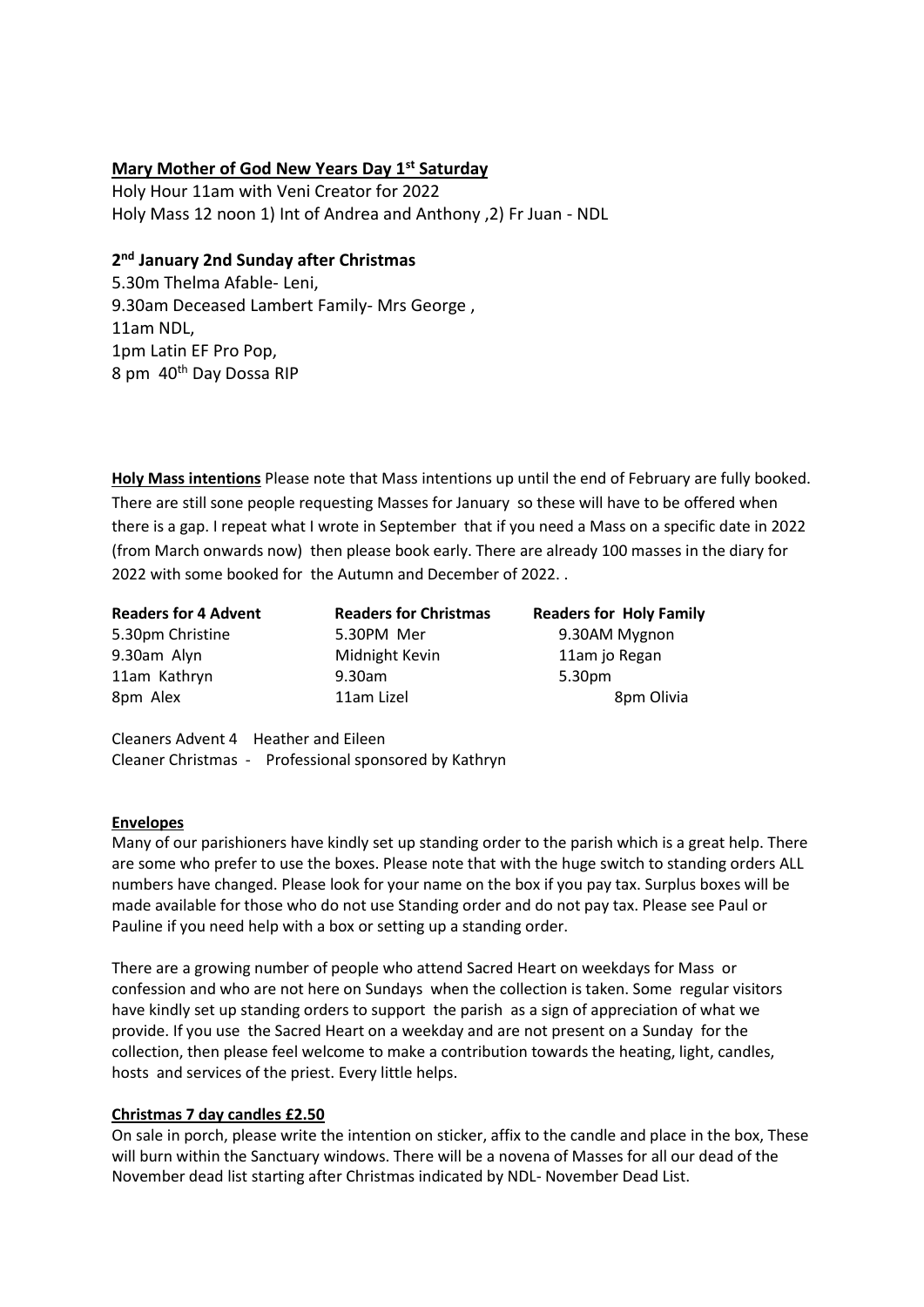**Mary Mother of God New Years Day 1st Saturday**

Holy Hour 11am with Veni Creator for 2022
Holy Mass 12 noon 1) Int of Andrea and Anthony ,2) Fr Juan - NDL

**2nd January 2nd Sunday after Christmas**

5.30m Thelma Afable- Leni,
9.30am Deceased Lambert Family- Mrs George ,
11am NDL,
1pm Latin EF Pro Pop,
8 pm 40th Day Dossa RIP

**Holy Mass intentions** Please note that Mass intentions up until the end of February are fully booked. There are still sone people requesting Masses for January so these will have to be offered when there is a gap. I repeat what I wrote in September that if you need a Mass on a specific date in 2022 (from March onwards now) then please book early. There are already 100 masses in the diary for 2022 with some booked for the Autumn and December of 2022. .

| **Readers for 4 Advent** | **Readers for Christmas** | **Readers for Holy Family** |
|---|---|---|
| 5.30pm Christine | 5.30PM Mer | 9.30AM Mygnon |
| 9.30am Alyn | Midnight Kevin | 11am jo Regan |
| 11am Kathryn | 9.30am | 5.30pm |
| 8pm Alex | 11am Lizel | 8pm Olivia |

Cleaners Advent 4 Heather and Eileen
Cleaner Christmas - Professional sponsored by Kathryn

**Envelopes**

Many of our parishioners have kindly set up standing order to the parish which is a great help. There are some who prefer to use the boxes. Please note that with the huge switch to standing orders ALL numbers have changed. Please look for your name on the box if you pay tax. Surplus boxes will be made available for those who do not use Standing order and do not pay tax. Please see Paul or Pauline if you need help with a box or setting up a standing order.

There are a growing number of people who attend Sacred Heart on weekdays for Mass or confession and who are not here on Sundays when the collection is taken. Some regular visitors have kindly set up standing orders to support the parish as a sign of appreciation of what we provide. If you use the Sacred Heart on a weekday and are not present on a Sunday for the collection, then please feel welcome to make a contribution towards the heating, light, candles, hosts and services of the priest. Every little helps.

**Christmas 7 day candles £2.50**

On sale in porch, please write the intention on sticker, affix to the candle and place in the box, These will burn within the Sanctuary windows. There will be a novena of Masses for all our dead of the November dead list starting after Christmas indicated by NDL- November Dead List.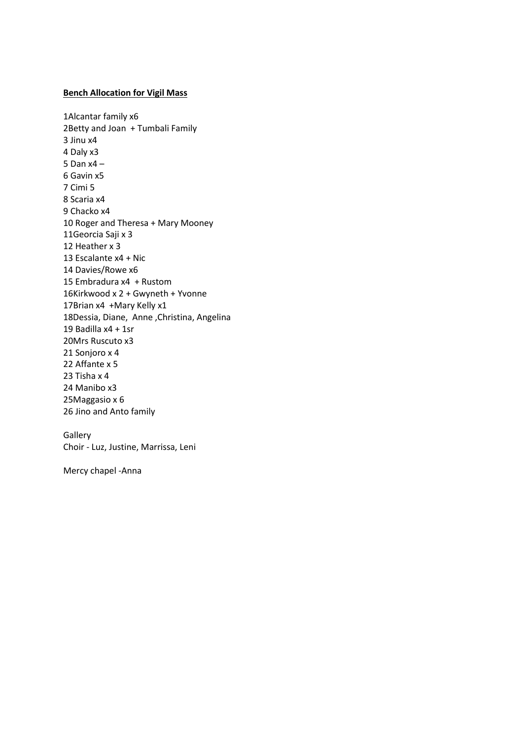**Bench Allocation for Vigil Mass**

1Alcantar family x6
2Betty and Joan + Tumbali Family
3 Jinu x4
4 Daly x3
5 Dan x4 –
6 Gavin x5
7 Cimi 5
8 Scaria x4
9 Chacko x4
10 Roger and Theresa + Mary Mooney
11Georcia Saji x 3
12 Heather x 3
13 Escalante x4 + Nic
14 Davies/Rowe x6
15 Embradura x4 + Rustom
16Kirkwood x 2 + Gwyneth + Yvonne
17Brian x4 +Mary Kelly x1
18Dessia, Diane, Anne ,Christina, Angelina
19 Badilla x4 + 1sr
20Mrs Ruscuto x3
21 Sonjoro x 4
22 Affante x 5
23 Tisha x 4
24 Manibo x3
25Maggasio x 6
26 Jino and Anto family

Gallery
Choir - Luz, Justine, Marrissa, Leni

Mercy chapel -Anna